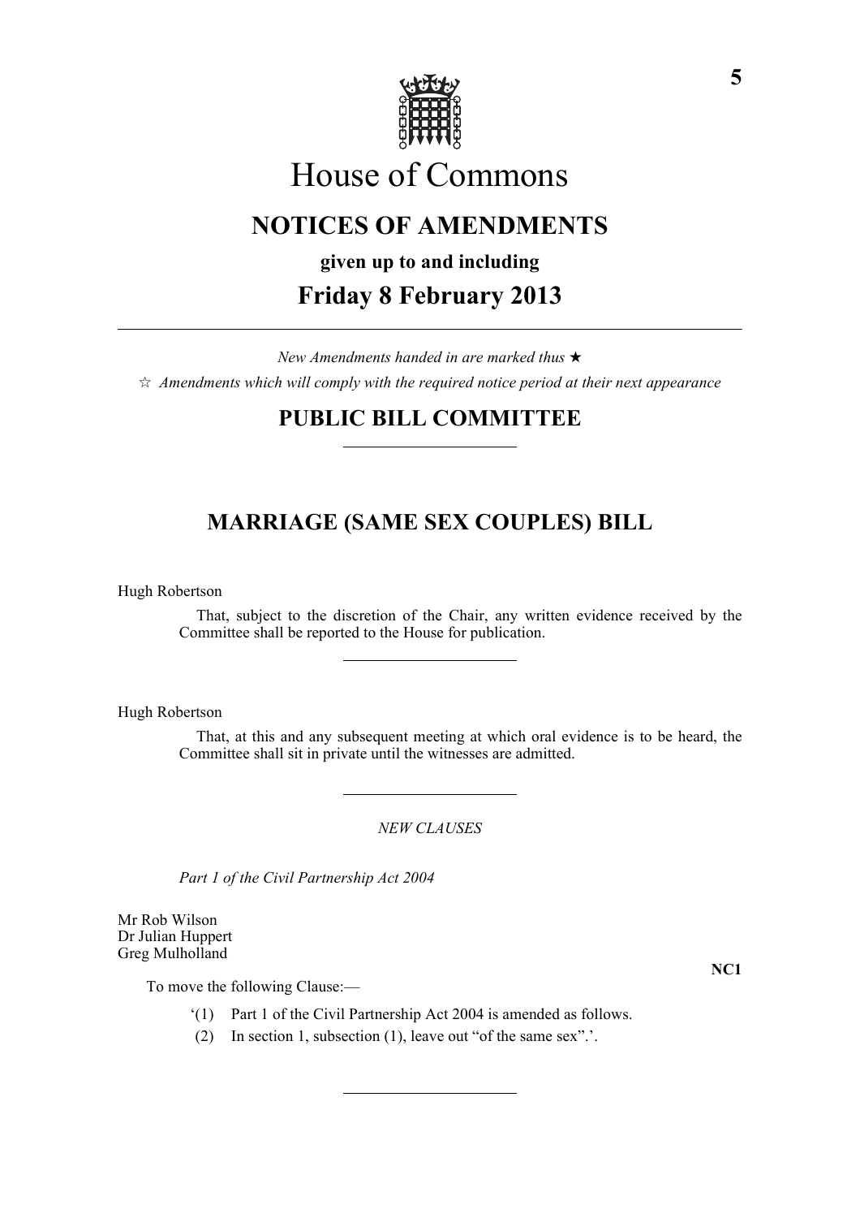# House of Commons

## NOTICES OF AMENDMENTS

**given up to and including**

## Friday 8 February 2013

---

*New Amendments handed in are marked thus ★*

☆ *Amendments which will comply with the required notice period at their next appearance*

## PUBLIC BILL COMMITTEE

---

## MARRIAGE (SAME SEX COUPLES) BILL

Hugh Robertson

That, subject to the discretion of the Chair, any written evidence received by the Committee shall be reported to the House for publication.

---

Hugh Robertson

That, at this and any subsequent meeting at which oral evidence is to be heard, the Committee shall sit in private until the witnesses are admitted.

---

*NEW CLAUSES*

*Part 1 of the Civil Partnership Act 2004*

Mr Rob Wilson
Dr Julian Huppert
Greg Mulholland

**NC1**

To move the following Clause:—

'(1) Part 1 of the Civil Partnership Act 2004 is amended as follows.

(2) In section 1, subsection (1), leave out "of the same sex".'.

---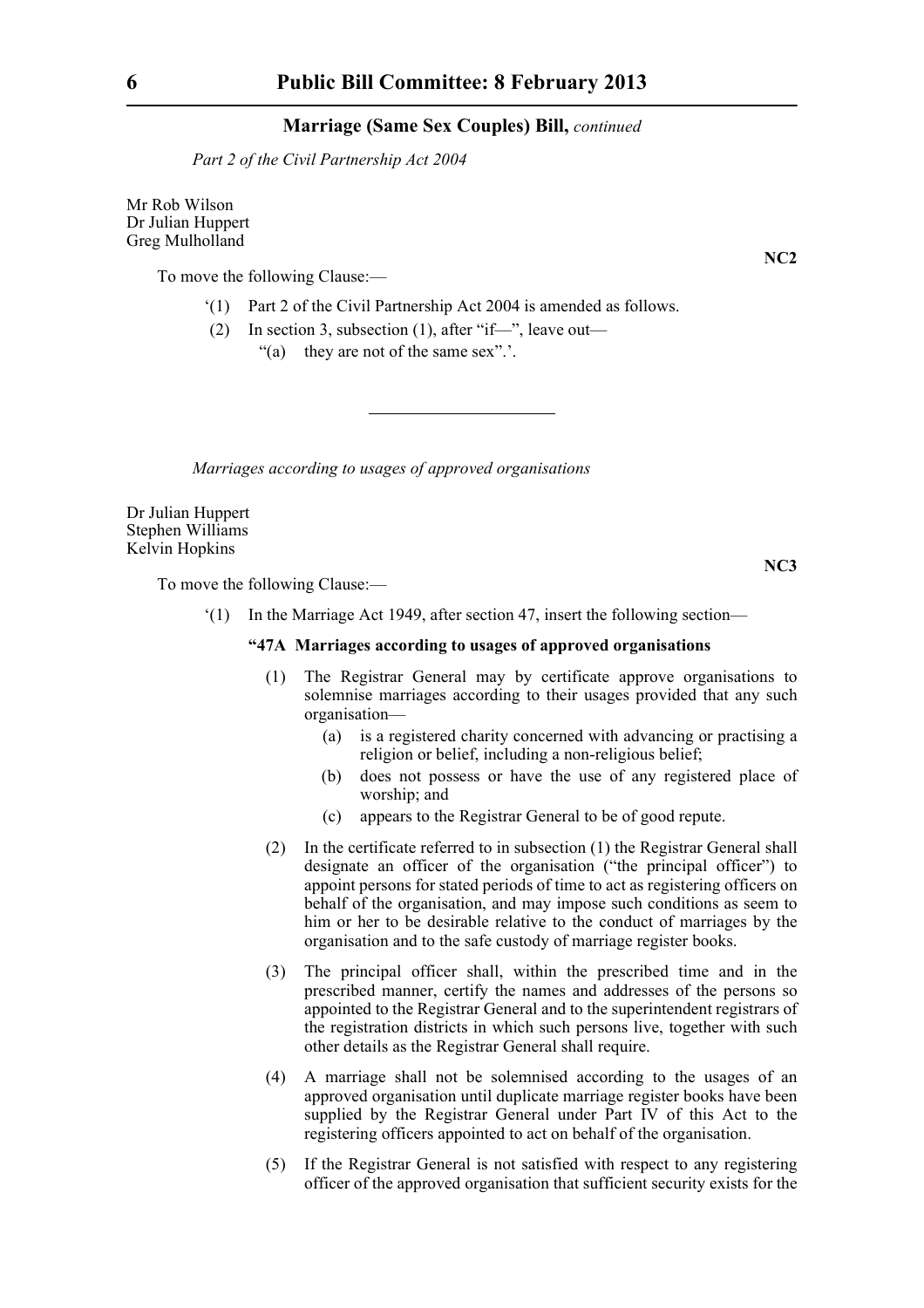*Part 2 of the Civil Partnership Act 2004*

Mr Rob Wilson
Dr Julian Huppert
Greg Mulholland

**NC2**

To move the following Clause:—

‘(1) Part 2 of the Civil Partnership Act 2004 is amended as follows.

(2) In section 3, subsection (1), after “if—”, leave out—

“(a) they are not of the same sex”.’.

---

*Marriages according to usages of approved organisations*

Dr Julian Huppert
Stephen Williams
Kelvin Hopkins

**NC3**

To move the following Clause:—

‘(1) In the Marriage Act 1949, after section 47, insert the following section—

**“47A Marriages according to usages of approved organisations**

(1) The Registrar General may by certificate approve organisations to solemnise marriages according to their usages provided that any such organisation—

(a) is a registered charity concerned with advancing or practising a religion or belief, including a non-religious belief;

(b) does not possess or have the use of any registered place of worship; and

(c) appears to the Registrar General to be of good repute.

(2) In the certificate referred to in subsection (1) the Registrar General shall designate an officer of the organisation (“the principal officer”) to appoint persons for stated periods of time to act as registering officers on behalf of the organisation, and may impose such conditions as seem to him or her to be desirable relative to the conduct of marriages by the organisation and to the safe custody of marriage register books.

(3) The principal officer shall, within the prescribed time and in the prescribed manner, certify the names and addresses of the persons so appointed to the Registrar General and to the superintendent registrars of the registration districts in which such persons live, together with such other details as the Registrar General shall require.

(4) A marriage shall not be solemnised according to the usages of an approved organisation until duplicate marriage register books have been supplied by the Registrar General under Part IV of this Act to the registering officers appointed to act on behalf of the organisation.

(5) If the Registrar General is not satisfied with respect to any registering officer of the approved organisation that sufficient security exists for the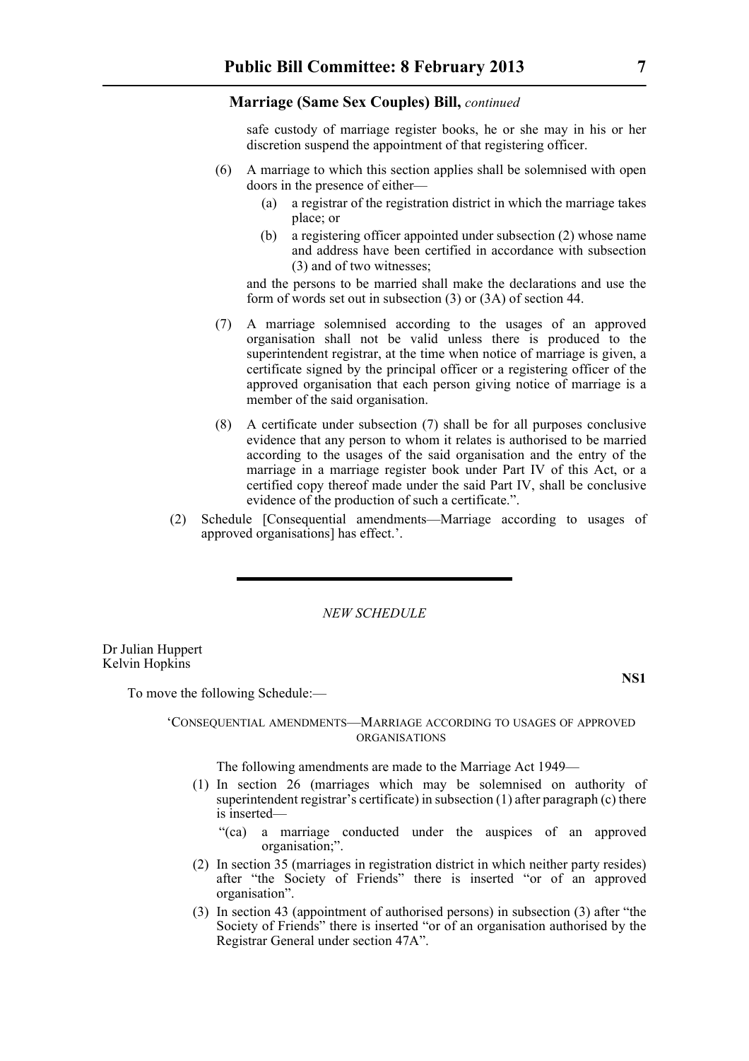safe custody of marriage register books, he or she may in his or her discretion suspend the appointment of that registering officer.

(6) A marriage to which this section applies shall be solemnised with open doors in the presence of either—

(a) a registrar of the registration district in which the marriage takes place; or

(b) a registering officer appointed under subsection (2) whose name and address have been certified in accordance with subsection (3) and of two witnesses;

and the persons to be married shall make the declarations and use the form of words set out in subsection (3) or (3A) of section 44.

(7) A marriage solemnised according to the usages of an approved organisation shall not be valid unless there is produced to the superintendent registrar, at the time when notice of marriage is given, a certificate signed by the principal officer or a registering officer of the approved organisation that each person giving notice of marriage is a member of the said organisation.

(8) A certificate under subsection (7) shall be for all purposes conclusive evidence that any person to whom it relates is authorised to be married according to the usages of the said organisation and the entry of the marriage in a marriage register book under Part IV of this Act, or a certified copy thereof made under the said Part IV, shall be conclusive evidence of the production of such a certificate.".

(2) Schedule [Consequential amendments—Marriage according to usages of approved organisations] has effect.'.

---

*NEW SCHEDULE*

Dr Julian Huppert
Kelvin Hopkins

**NS1**

To move the following Schedule:—

'CONSEQUENTIAL AMENDMENTS—MARRIAGE ACCORDING TO USAGES OF APPROVED ORGANISATIONS

The following amendments are made to the Marriage Act 1949—

(1) In section 26 (marriages which may be solemnised on authority of superintendent registrar's certificate) in subsection (1) after paragraph (c) there is inserted—

"(ca) a marriage conducted under the auspices of an approved organisation;".

(2) In section 35 (marriages in registration district in which neither party resides) after "the Society of Friends" there is inserted "or of an approved organisation".

(3) In section 43 (appointment of authorised persons) in subsection (3) after "the Society of Friends" there is inserted "or of an organisation authorised by the Registrar General under section 47A".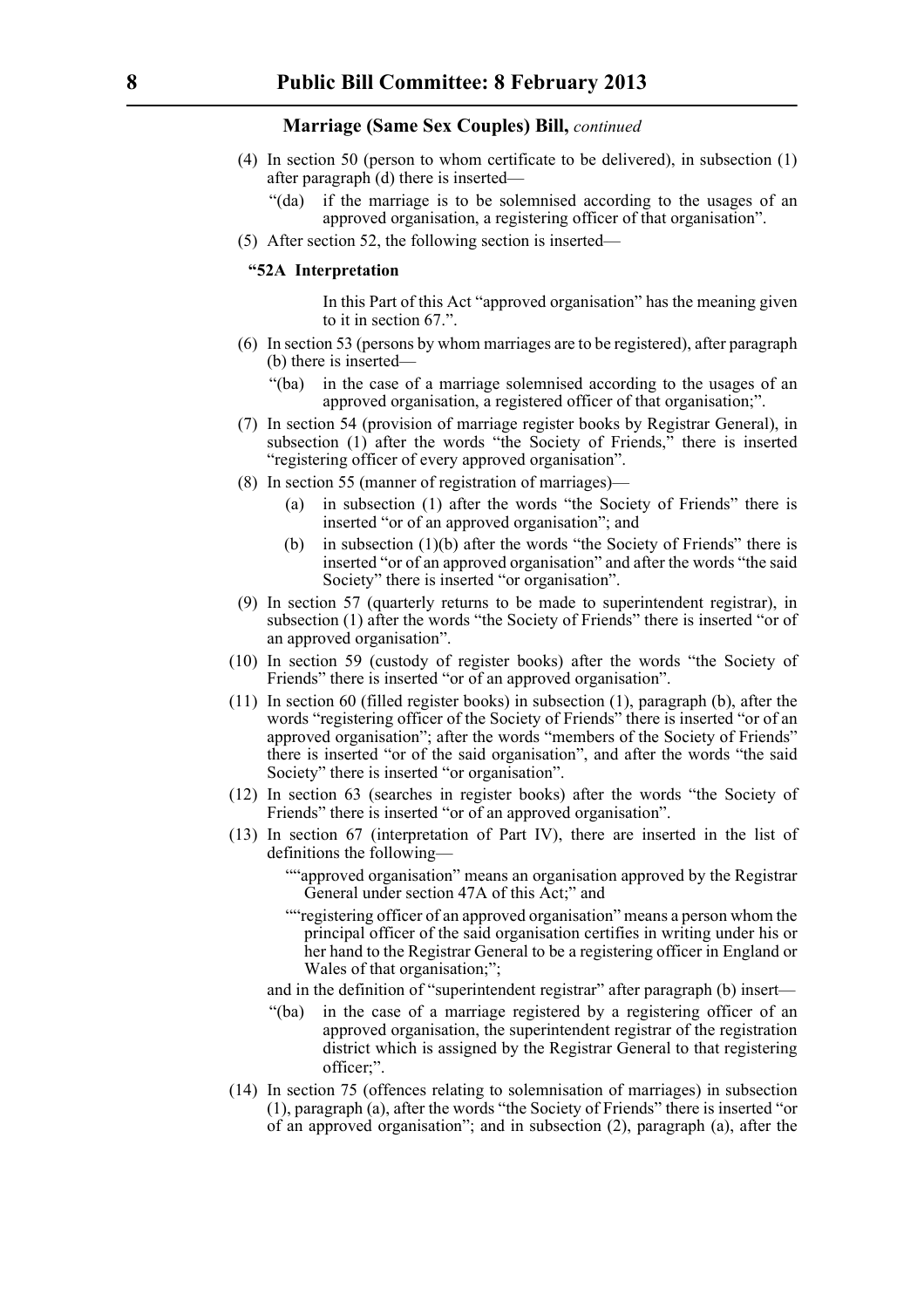(4) In section 50 (person to whom certificate to be delivered), in subsection (1) after paragraph (d) there is inserted—

"(da) if the marriage is to be solemnised according to the usages of an approved organisation, a registering officer of that organisation".

(5) After section 52, the following section is inserted—

**"52A Interpretation**

In this Part of this Act "approved organisation" has the meaning given to it in section 67.".

(6) In section 53 (persons by whom marriages are to be registered), after paragraph (b) there is inserted—

"(ba) in the case of a marriage solemnised according to the usages of an approved organisation, a registered officer of that organisation;".

(7) In section 54 (provision of marriage register books by Registrar General), in subsection (1) after the words "the Society of Friends," there is inserted "registering officer of every approved organisation".

(8) In section 55 (manner of registration of marriages)—

(a) in subsection (1) after the words "the Society of Friends" there is inserted "or of an approved organisation"; and

(b) in subsection (1)(b) after the words "the Society of Friends" there is inserted "or of an approved organisation" and after the words "the said Society" there is inserted "or organisation".

(9) In section 57 (quarterly returns to be made to superintendent registrar), in subsection (1) after the words "the Society of Friends" there is inserted "or of an approved organisation".

(10) In section 59 (custody of register books) after the words "the Society of Friends" there is inserted "or of an approved organisation".

(11) In section 60 (filled register books) in subsection (1), paragraph (b), after the words "registering officer of the Society of Friends" there is inserted "or of an approved organisation"; after the words "members of the Society of Friends" there is inserted "or of the said organisation", and after the words "the said Society" there is inserted "or organisation".

(12) In section 63 (searches in register books) after the words "the Society of Friends" there is inserted "or of an approved organisation".

(13) In section 67 (interpretation of Part IV), there are inserted in the list of definitions the following—

""approved organisation" means an organisation approved by the Registrar General under section 47A of this Act;" and

""registering officer of an approved organisation" means a person whom the principal officer of the said organisation certifies in writing under his or her hand to the Registrar General to be a registering officer in England or Wales of that organisation;";

and in the definition of "superintendent registrar" after paragraph (b) insert—

"(ba) in the case of a marriage registered by a registering officer of an approved organisation, the superintendent registrar of the registration district which is assigned by the Registrar General to that registering officer;".

(14) In section 75 (offences relating to solemnisation of marriages) in subsection (1), paragraph (a), after the words "the Society of Friends" there is inserted "or of an approved organisation"; and in subsection (2), paragraph (a), after the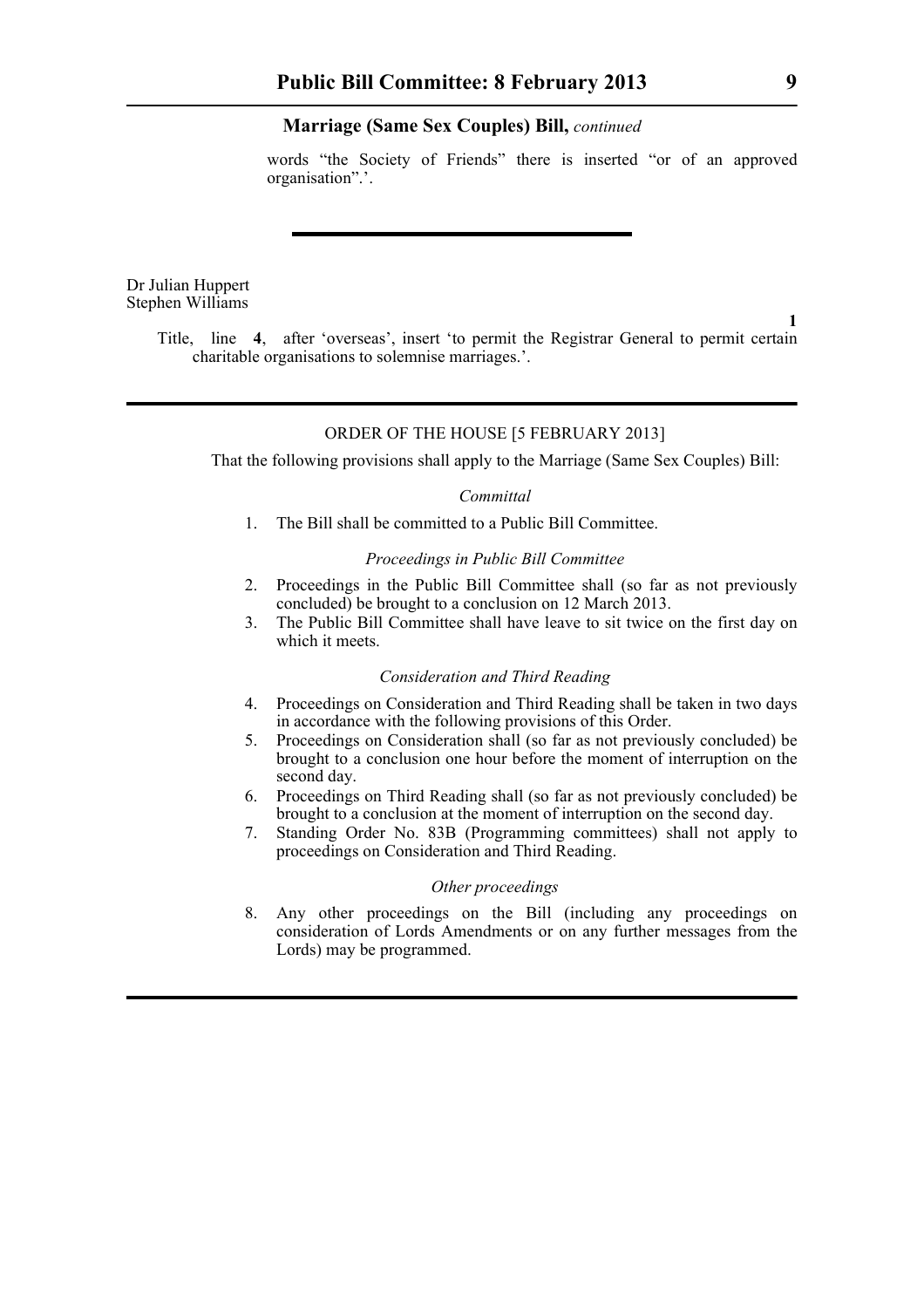**Marriage (Same Sex Couples) Bill,** *continued*

words "the Society of Friends" there is inserted "or of an approved organisation".'.

---

Dr Julian Huppert
Stephen Williams

**1**

Title, line **4**, after 'overseas', insert 'to permit the Registrar General to permit certain charitable organisations to solemnise marriages.'.

---

ORDER OF THE HOUSE [5 FEBRUARY 2013]

That the following provisions shall apply to the Marriage (Same Sex Couples) Bill:

*Committal*

1. The Bill shall be committed to a Public Bill Committee.

*Proceedings in Public Bill Committee*

2. Proceedings in the Public Bill Committee shall (so far as not previously concluded) be brought to a conclusion on 12 March 2013.
3. The Public Bill Committee shall have leave to sit twice on the first day on which it meets.

*Consideration and Third Reading*

4. Proceedings on Consideration and Third Reading shall be taken in two days in accordance with the following provisions of this Order.
5. Proceedings on Consideration shall (so far as not previously concluded) be brought to a conclusion one hour before the moment of interruption on the second day.
6. Proceedings on Third Reading shall (so far as not previously concluded) be brought to a conclusion at the moment of interruption on the second day.
7. Standing Order No. 83B (Programming committees) shall not apply to proceedings on Consideration and Third Reading.

*Other proceedings*

8. Any other proceedings on the Bill (including any proceedings on consideration of Lords Amendments or on any further messages from the Lords) may be programmed.